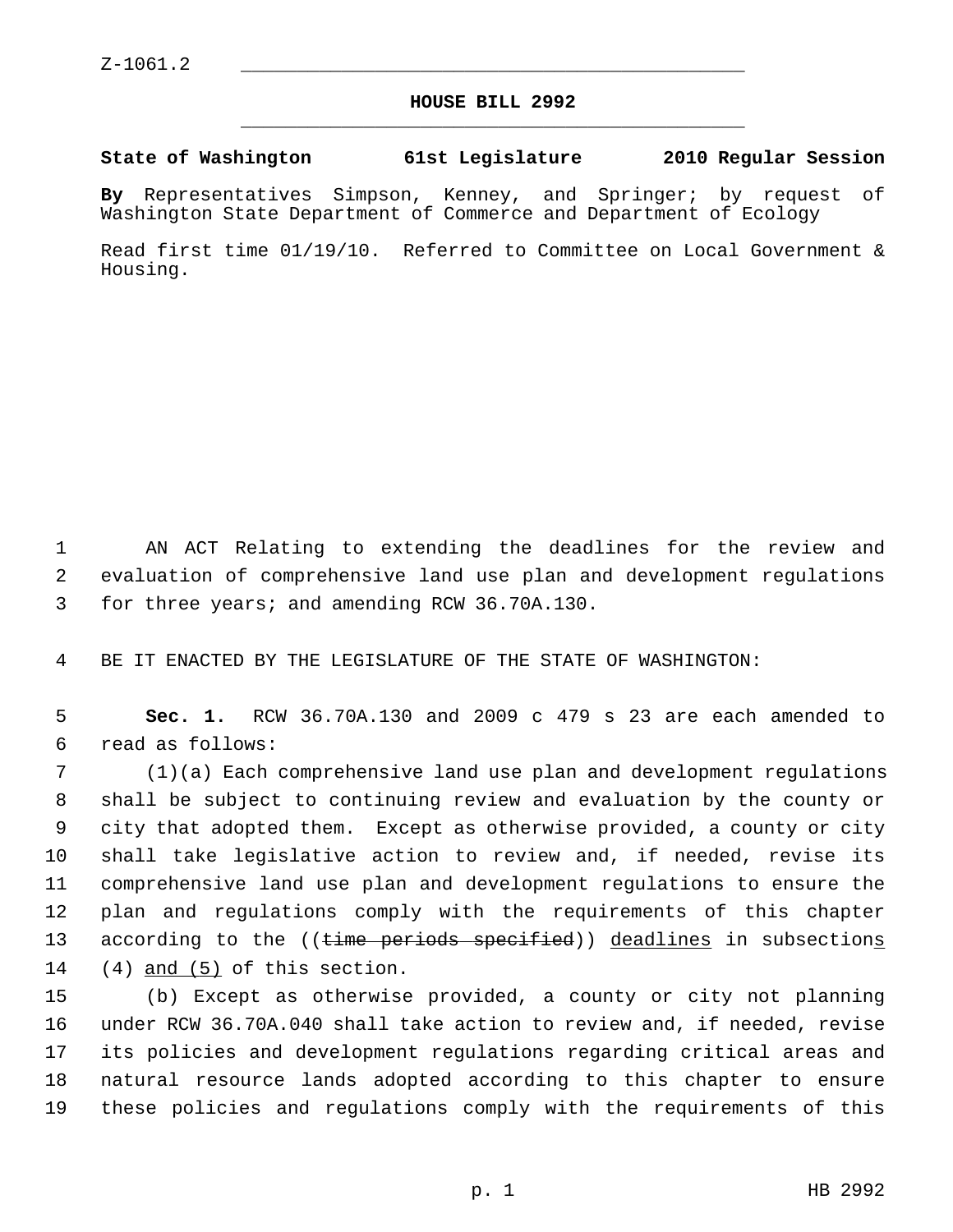Z-1061.2

# HOUSE BILL 2992

**State of Washington 61st Legislature 2010 Regular Session**

**By** Representatives Simpson, Kenney, and Springer; by request of Washington State Department of Commerce and Department of Ecology

Read first time 01/19/10. Referred to Committee on Local Government & Housing.

AN ACT Relating to extending the deadlines for the review and evaluation of comprehensive land use plan and development regulations for three years; and amending RCW 36.70A.130.

BE IT ENACTED BY THE LEGISLATURE OF THE STATE OF WASHINGTON:

**Sec. 1.** RCW 36.70A.130 and 2009 c 479 s 23 are each amended to read as follows:

(1)(a) Each comprehensive land use plan and development regulations shall be subject to continuing review and evaluation by the county or city that adopted them. Except as otherwise provided, a county or city shall take legislative action to review and, if needed, revise its comprehensive land use plan and development regulations to ensure the plan and regulations comply with the requirements of this chapter according to the ((~~time periods specified~~)) <u>deadlines</u> in subsection<u>s</u> (4) <u>and (5)</u> of this section.

(b) Except as otherwise provided, a county or city not planning under RCW 36.70A.040 shall take action to review and, if needed, revise its policies and development regulations regarding critical areas and natural resource lands adopted according to this chapter to ensure these policies and regulations comply with the requirements of this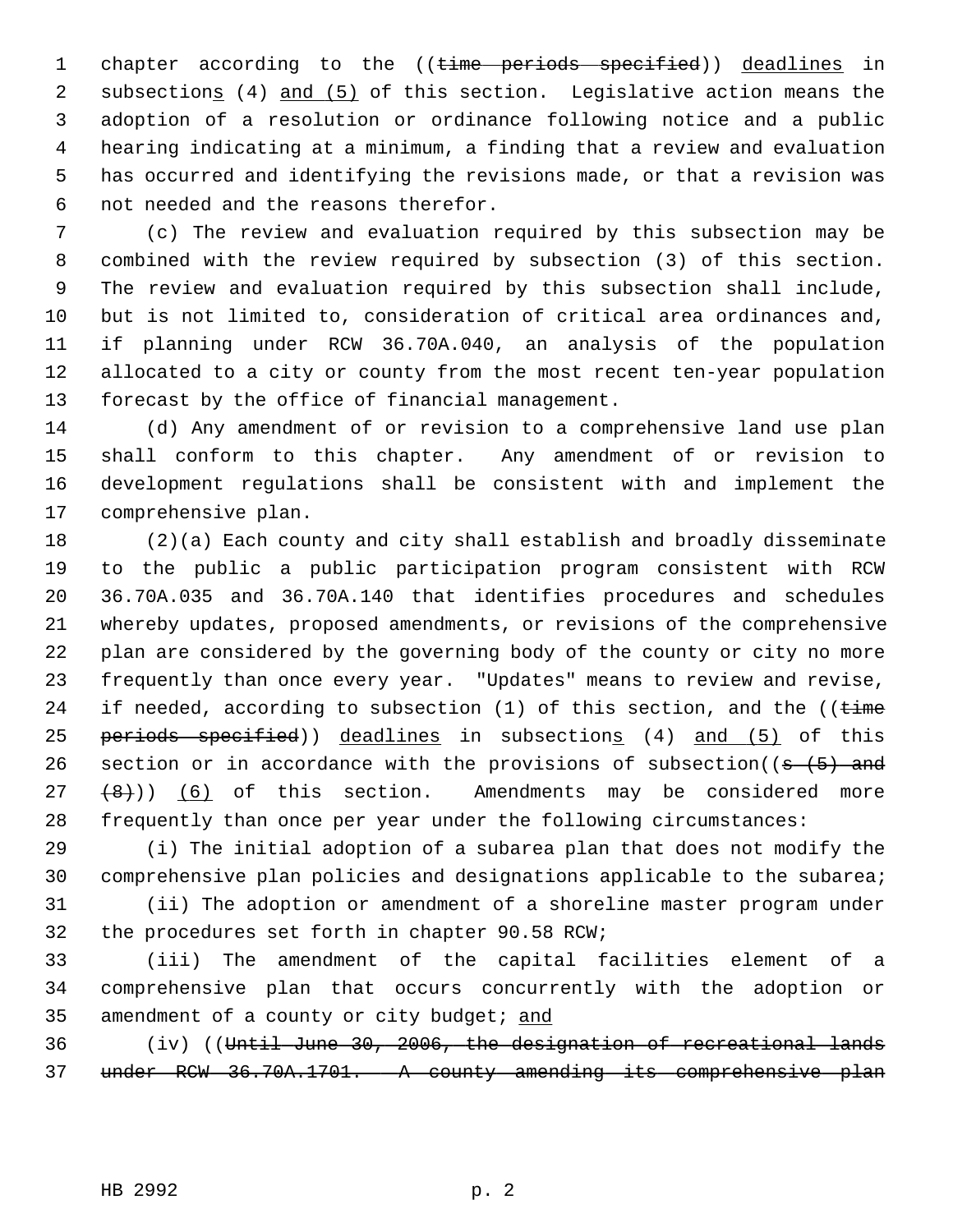chapter according to the ((~~time periods specified~~)) <u>deadlines</u> in subsection<u>s</u> (4) <u>and (5)</u> of this section. Legislative action means the adoption of a resolution or ordinance following notice and a public hearing indicating at a minimum, a finding that a review and evaluation has occurred and identifying the revisions made, or that a revision was not needed and the reasons therefor.

(c) The review and evaluation required by this subsection may be combined with the review required by subsection (3) of this section. The review and evaluation required by this subsection shall include, but is not limited to, consideration of critical area ordinances and, if planning under RCW 36.70A.040, an analysis of the population allocated to a city or county from the most recent ten-year population forecast by the office of financial management.

(d) Any amendment of or revision to a comprehensive land use plan shall conform to this chapter. Any amendment of or revision to development regulations shall be consistent with and implement the comprehensive plan.

(2)(a) Each county and city shall establish and broadly disseminate to the public a public participation program consistent with RCW 36.70A.035 and 36.70A.140 that identifies procedures and schedules whereby updates, proposed amendments, or revisions of the comprehensive plan are considered by the governing body of the county or city no more frequently than once every year. "Updates" means to review and revise, if needed, according to subsection (1) of this section, and the ((~~time periods specified~~)) <u>deadlines</u> in subsection<u>s</u> (4) <u>and (5)</u> of this section or in accordance with the provisions of subsection((~~s (5) and (8)~~)) <u>(6)</u> of this section. Amendments may be considered more frequently than once per year under the following circumstances:

(i) The initial adoption of a subarea plan that does not modify the comprehensive plan policies and designations applicable to the subarea;

(ii) The adoption or amendment of a shoreline master program under the procedures set forth in chapter 90.58 RCW;

(iii) The amendment of the capital facilities element of a comprehensive plan that occurs concurrently with the adoption or amendment of a county or city budget; <u>and</u>

(iv) ((~~Until June 30, 2006, the designation of recreational lands under RCW 36.70A.1701. A county amending its comprehensive plan~~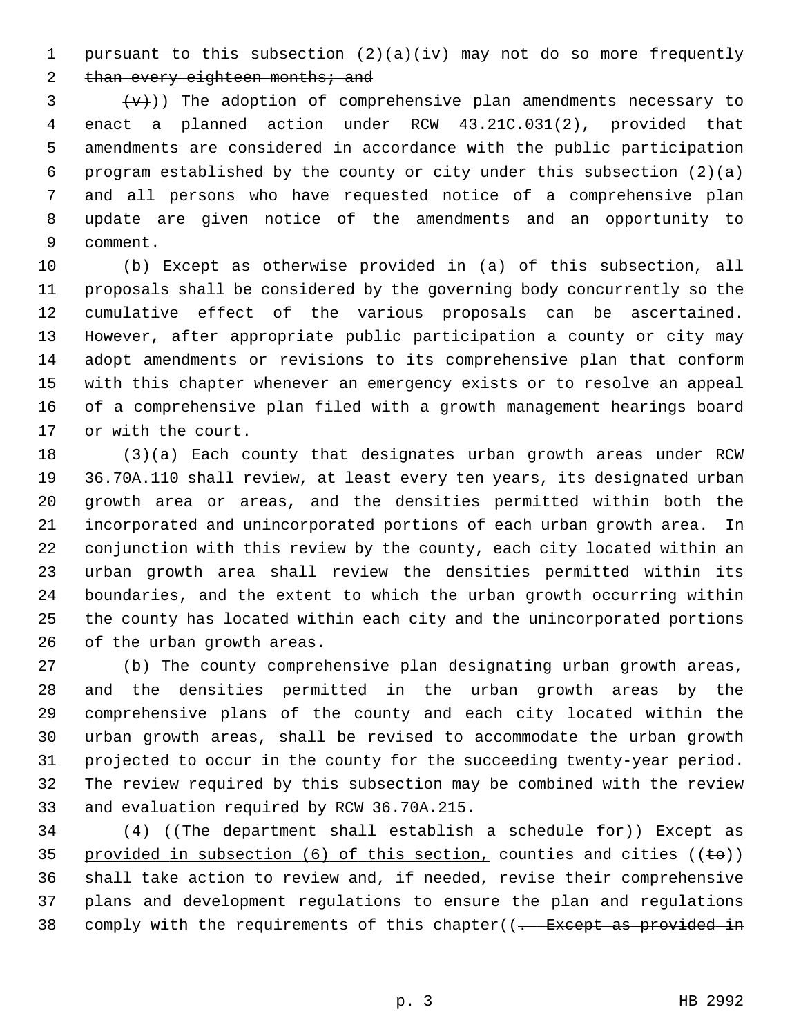~~pursuant to this subsection (2)(a)(iv) may not do so more frequently than every eighteen months; and~~

~~(v)~~)) The adoption of comprehensive plan amendments necessary to enact a planned action under RCW 43.21C.031(2), provided that amendments are considered in accordance with the public participation program established by the county or city under this subsection (2)(a) and all persons who have requested notice of a comprehensive plan update are given notice of the amendments and an opportunity to comment.

(b) Except as otherwise provided in (a) of this subsection, all proposals shall be considered by the governing body concurrently so the cumulative effect of the various proposals can be ascertained. However, after appropriate public participation a county or city may adopt amendments or revisions to its comprehensive plan that conform with this chapter whenever an emergency exists or to resolve an appeal of a comprehensive plan filed with a growth management hearings board or with the court.

(3)(a) Each county that designates urban growth areas under RCW 36.70A.110 shall review, at least every ten years, its designated urban growth area or areas, and the densities permitted within both the incorporated and unincorporated portions of each urban growth area. In conjunction with this review by the county, each city located within an urban growth area shall review the densities permitted within its boundaries, and the extent to which the urban growth occurring within the county has located within each city and the unincorporated portions of the urban growth areas.

(b) The county comprehensive plan designating urban growth areas, and the densities permitted in the urban growth areas by the comprehensive plans of the county and each city located within the urban growth areas, shall be revised to accommodate the urban growth projected to occur in the county for the succeeding twenty-year period. The review required by this subsection may be combined with the review and evaluation required by RCW 36.70A.215.

(4) ((~~The department shall establish a schedule for~~)) <u>Except as provided in subsection (6) of this section,</u> counties and cities ((~~to~~)) <u>shall</u> take action to review and, if needed, revise their comprehensive plans and development regulations to ensure the plan and regulations comply with the requirements of this chapter((~~. Except as provided in~~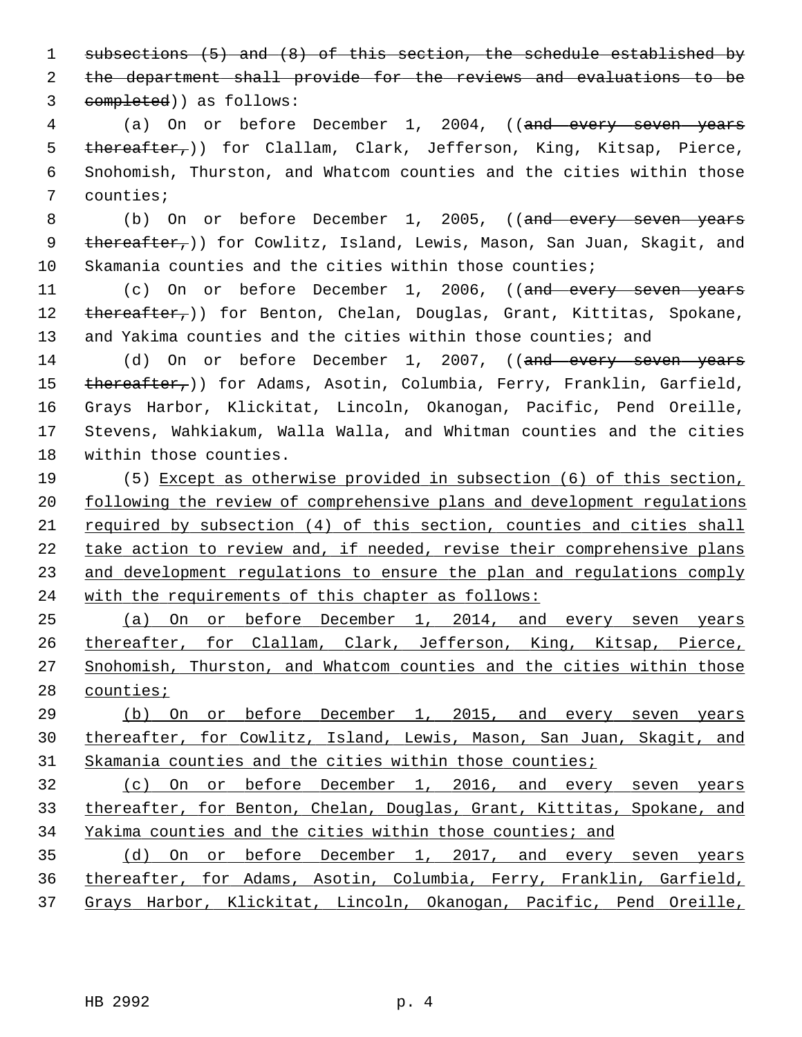~~subsections (5) and (8) of this section, the schedule established by the department shall provide for the reviews and evaluations to be completed~~)) as follows:

(a) On or before December 1, 2004, ((~~and every seven years thereafter,~~)) for Clallam, Clark, Jefferson, King, Kitsap, Pierce, Snohomish, Thurston, and Whatcom counties and the cities within those counties;

(b) On or before December 1, 2005, ((~~and every seven years thereafter,~~)) for Cowlitz, Island, Lewis, Mason, San Juan, Skagit, and Skamania counties and the cities within those counties;

(c) On or before December 1, 2006, ((~~and every seven years thereafter,~~)) for Benton, Chelan, Douglas, Grant, Kittitas, Spokane, and Yakima counties and the cities within those counties; and

(d) On or before December 1, 2007, ((~~and every seven years thereafter,~~)) for Adams, Asotin, Columbia, Ferry, Franklin, Garfield, Grays Harbor, Klickitat, Lincoln, Okanogan, Pacific, Pend Oreille, Stevens, Wahkiakum, Walla Walla, and Whitman counties and the cities within those counties.

(5) <u>Except as otherwise provided in subsection (6) of this section, following the review of comprehensive plans and development regulations required by subsection (4) of this section, counties and cities shall take action to review and, if needed, revise their comprehensive plans and development regulations to ensure the plan and regulations comply with the requirements of this chapter as follows:</u>

<u>(a) On or before December 1, 2014, and every seven years thereafter, for Clallam, Clark, Jefferson, King, Kitsap, Pierce, Snohomish, Thurston, and Whatcom counties and the cities within those counties;</u>

<u>(b) On or before December 1, 2015, and every seven years thereafter, for Cowlitz, Island, Lewis, Mason, San Juan, Skagit, and Skamania counties and the cities within those counties;</u>

<u>(c) On or before December 1, 2016, and every seven years thereafter, for Benton, Chelan, Douglas, Grant, Kittitas, Spokane, and Yakima counties and the cities within those counties; and</u>

<u>(d) On or before December 1, 2017, and every seven years thereafter, for Adams, Asotin, Columbia, Ferry, Franklin, Garfield, Grays Harbor, Klickitat, Lincoln, Okanogan, Pacific, Pend Oreille,</u>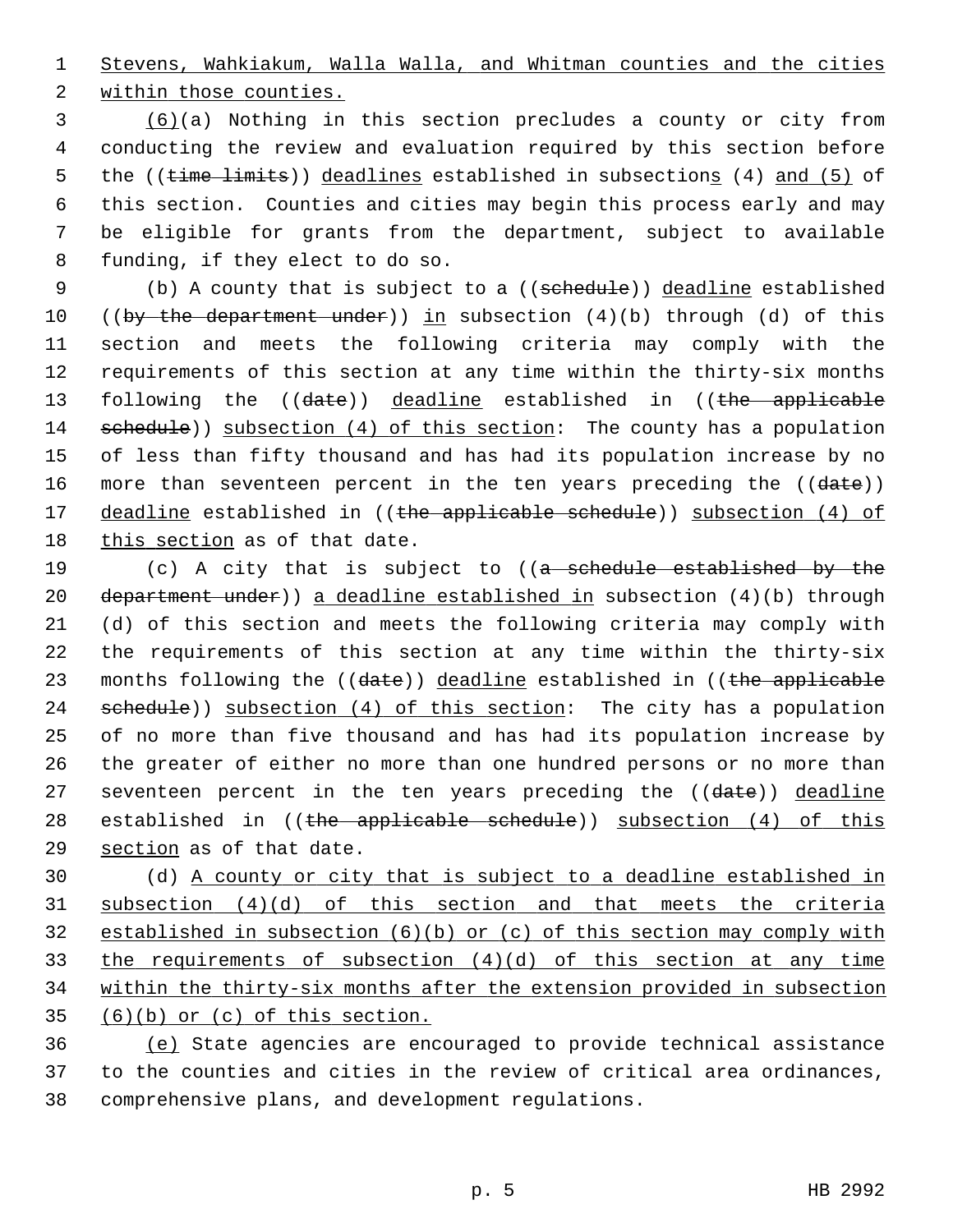Stevens, Wahkiakum, Walla Walla, and Whitman counties and the cities within those counties.

(6)(a) Nothing in this section precludes a county or city from conducting the review and evaluation required by this section before the ((time limits)) deadlines established in subsections (4) and (5) of this section. Counties and cities may begin this process early and may be eligible for grants from the department, subject to available funding, if they elect to do so.

(b) A county that is subject to a ((schedule)) deadline established ((by the department under)) in subsection (4)(b) through (d) of this section and meets the following criteria may comply with the requirements of this section at any time within the thirty-six months following the ((date)) deadline established in ((the applicable schedule)) subsection (4) of this section: The county has a population of less than fifty thousand and has had its population increase by no more than seventeen percent in the ten years preceding the ((date)) deadline established in ((the applicable schedule)) subsection (4) of this section as of that date.

(c) A city that is subject to ((a schedule established by the department under)) a deadline established in subsection (4)(b) through (d) of this section and meets the following criteria may comply with the requirements of this section at any time within the thirty-six months following the ((date)) deadline established in ((the applicable schedule)) subsection (4) of this section: The city has a population of no more than five thousand and has had its population increase by the greater of either no more than one hundred persons or no more than seventeen percent in the ten years preceding the ((date)) deadline established in ((the applicable schedule)) subsection (4) of this section as of that date.

(d) A county or city that is subject to a deadline established in subsection (4)(d) of this section and that meets the criteria established in subsection (6)(b) or (c) of this section may comply with the requirements of subsection (4)(d) of this section at any time within the thirty-six months after the extension provided in subsection (6)(b) or (c) of this section.

(e) State agencies are encouraged to provide technical assistance to the counties and cities in the review of critical area ordinances, comprehensive plans, and development regulations.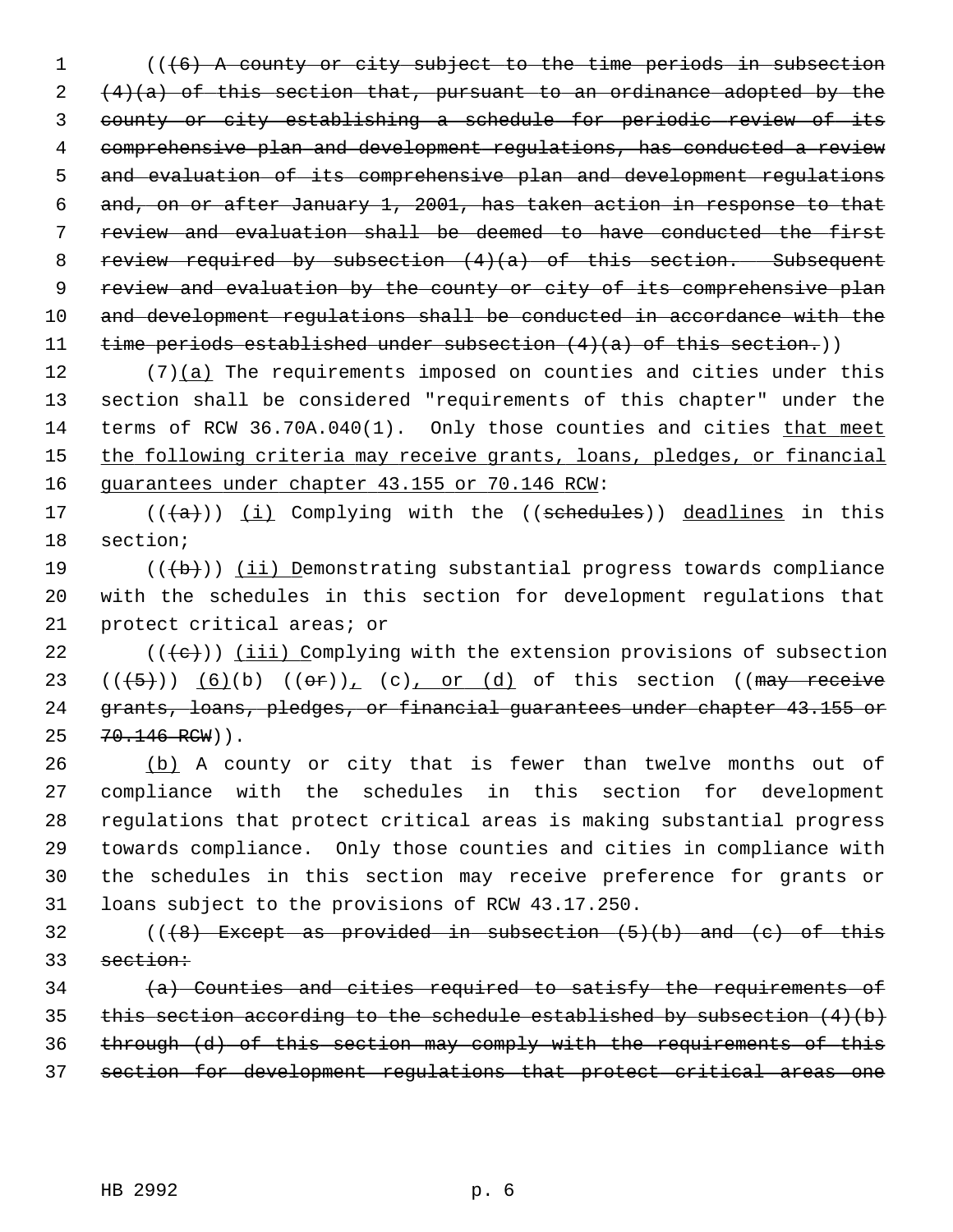((~~(6) A county or city subject to the time periods in subsection (4)(a) of this section that, pursuant to an ordinance adopted by the county or city establishing a schedule for periodic review of its comprehensive plan and development regulations, has conducted a review and evaluation of its comprehensive plan and development regulations and, on or after January 1, 2001, has taken action in response to that review and evaluation shall be deemed to have conducted the first review required by subsection (4)(a) of this section. Subsequent review and evaluation by the county or city of its comprehensive plan and development regulations shall be conducted in accordance with the time periods established under subsection (4)(a) of this section.~~))

(7)<u>(a)</u> The requirements imposed on counties and cities under this section shall be considered "requirements of this chapter" under the terms of RCW 36.70A.040(1). Only those counties and cities <u>that meet the following criteria may receive grants, loans, pledges, or financial guarantees under chapter 43.155 or 70.146 RCW</u>:

((~~(a)~~)) <u>(i)</u> Complying with the ((~~schedules~~)) <u>deadlines</u> in this section;

((~~(b)~~)) <u>(ii) D</u>emonstrating substantial progress towards compliance with the schedules in this section for development regulations that protect critical areas; or

((~~(c)~~)) <u>(iii) C</u>omplying with the extension provisions of subsection ((~~(5)~~)) <u>(6)</u>(b) ((~~or~~))<u>,</u> (c)<u>, or (d)</u> of this section ((~~may receive grants, loans, pledges, or financial guarantees under chapter 43.155 or 70.146 RCW~~)).

<u>(b)</u> A county or city that is fewer than twelve months out of compliance with the schedules in this section for development regulations that protect critical areas is making substantial progress towards compliance. Only those counties and cities in compliance with the schedules in this section may receive preference for grants or loans subject to the provisions of RCW 43.17.250.

((~~(8) Except as provided in subsection (5)(b) and (c) of this section:~~

~~(a) Counties and cities required to satisfy the requirements of this section according to the schedule established by subsection (4)(b) through (d) of this section may comply with the requirements of this section for development regulations that protect critical areas one~~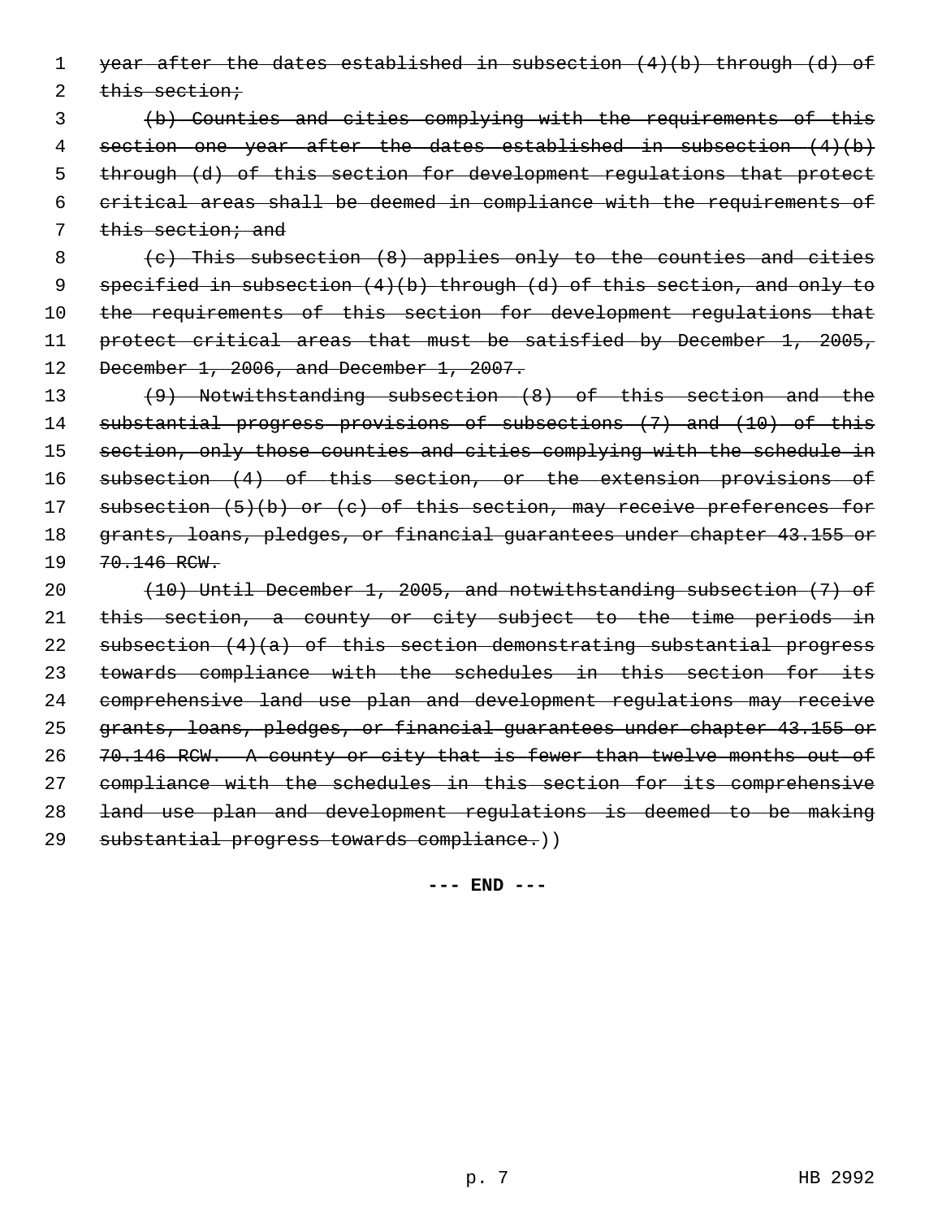~~year after the dates established in subsection (4)(b) through (d) of this section;~~

~~(b) Counties and cities complying with the requirements of this section one year after the dates established in subsection (4)(b) through (d) of this section for development regulations that protect critical areas shall be deemed in compliance with the requirements of this section; and~~

~~(c) This subsection (8) applies only to the counties and cities specified in subsection (4)(b) through (d) of this section, and only to the requirements of this section for development regulations that protect critical areas that must be satisfied by December 1, 2005, December 1, 2006, and December 1, 2007.~~

~~(9) Notwithstanding subsection (8) of this section and the substantial progress provisions of subsections (7) and (10) of this section, only those counties and cities complying with the schedule in subsection (4) of this section, or the extension provisions of subsection (5)(b) or (c) of this section, may receive preferences for grants, loans, pledges, or financial guarantees under chapter 43.155 or 70.146 RCW.~~

~~(10) Until December 1, 2005, and notwithstanding subsection (7) of this section, a county or city subject to the time periods in subsection (4)(a) of this section demonstrating substantial progress towards compliance with the schedules in this section for its comprehensive land use plan and development regulations may receive grants, loans, pledges, or financial guarantees under chapter 43.155 or 70.146 RCW. A county or city that is fewer than twelve months out of compliance with the schedules in this section for its comprehensive land use plan and development regulations is deemed to be making substantial progress towards compliance.~~))

**--- END ---**